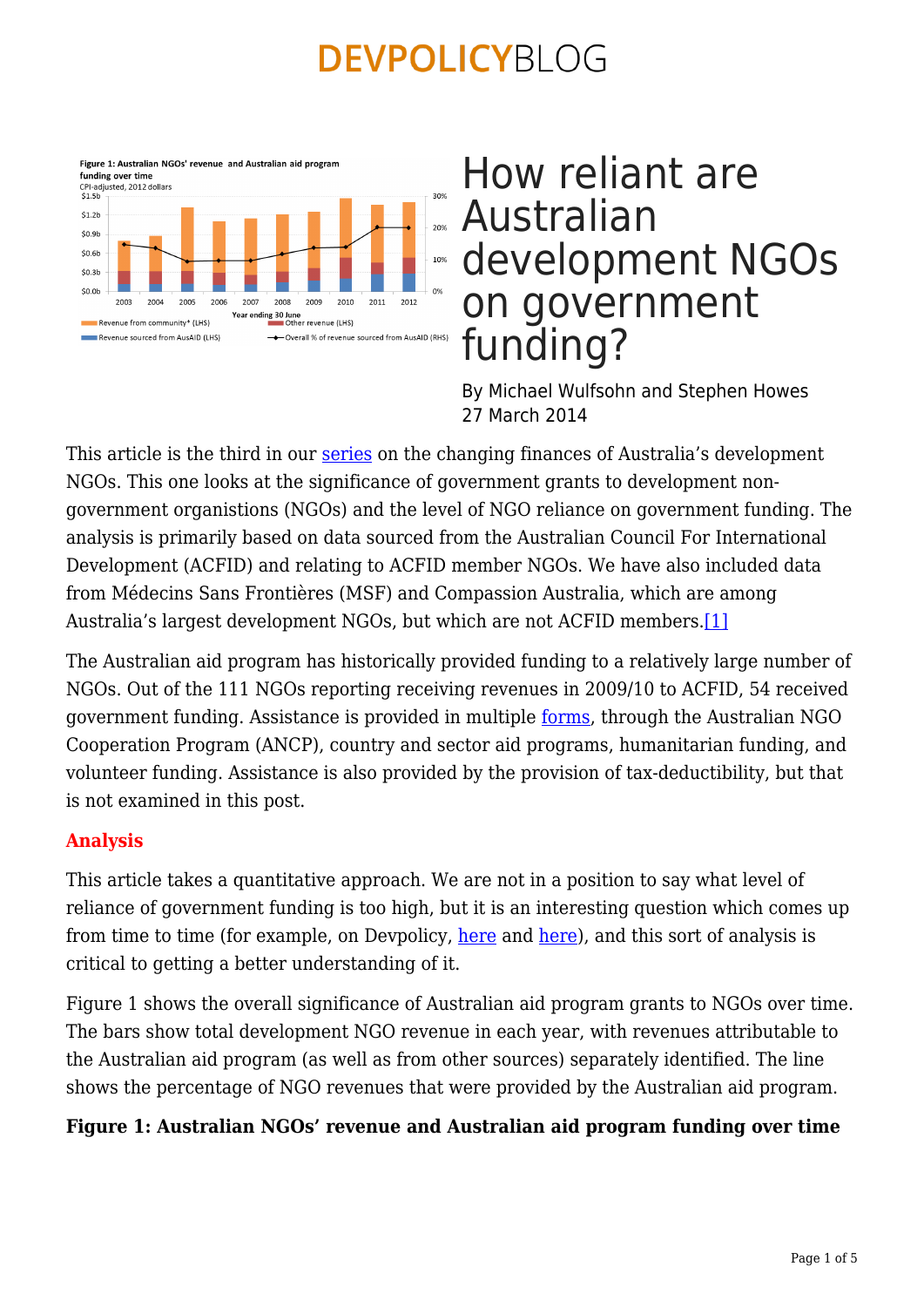# How reliant are Australian development NGOs on government funding?

By Michael Wulfsohn and Stephen Howes
27 March 2014

This article is the third in our series on the changing finances of Australia's development NGOs. This one looks at the significance of government grants to development non-government organisations (NGOs) and the level of NGO reliance on government funding. The analysis is primarily based on data sourced from the Australian Council For International Development (ACFID) and relating to ACFID member NGOs. We have also included data from Médecins Sans Frontières (MSF) and Compassion Australia, which are among Australia's largest development NGOs, but which are not ACFID members.[1]

The Australian aid program has historically provided funding to a relatively large number of NGOs. Out of the 111 NGOs reporting receiving revenues in 2009/10 to ACFID, 54 received government funding. Assistance is provided in multiple forms, through the Australian NGO Cooperation Program (ANCP), country and sector aid programs, humanitarian funding, and volunteer funding. Assistance is also provided by the provision of tax-deductibility, but that is not examined in this post.

### Analysis

This article takes a quantitative approach. We are not in a position to say what level of reliance of government funding is too high, but it is an interesting question which comes up from time to time (for example, on Devpolicy, here and here), and this sort of analysis is critical to getting a better understanding of it.

Figure 1 shows the overall significance of Australian aid program grants to NGOs over time. The bars show total development NGO revenue in each year, with revenues attributable to the Australian aid program (as well as from other sources) separately identified. The line shows the percentage of NGO revenues that were provided by the Australian aid program.

**Figure 1: Australian NGOs' revenue and Australian aid program funding over time**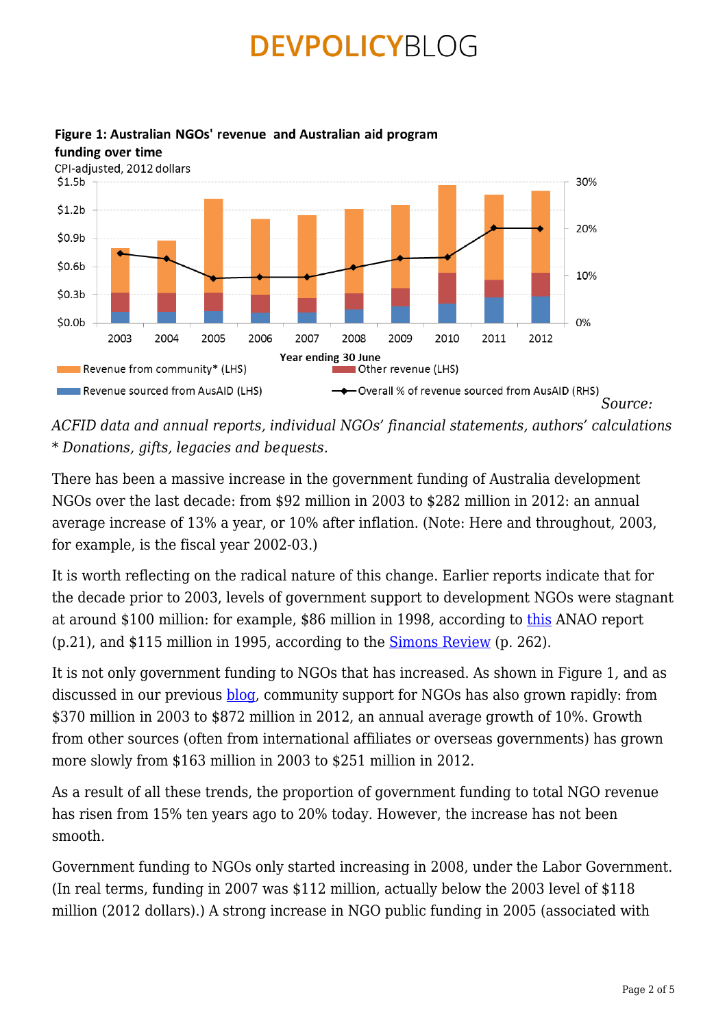**Figure 1: Australian NGOs' revenue and Australian aid program funding over time**

CPI-adjusted, 2012 dollars

*Source: ACFID data and annual reports, individual NGOs' financial statements, authors' calculations*
*\* Donations, gifts, legacies and bequests.*

There has been a massive increase in the government funding of Australia development NGOs over the last decade: from $92 million in 2003 to $282 million in 2012: an annual average increase of 13% a year, or 10% after inflation. (Note: Here and throughout, 2003, for example, is the fiscal year 2002-03.)

It is worth reflecting on the radical nature of this change. Earlier reports indicate that for the decade prior to 2003, levels of government support to development NGOs were stagnant at around $100 million: for example, $86 million in 1998, according to this ANAO report (p.21), and $115 million in 1995, according to the Simons Review (p. 262).

It is not only government funding to NGOs that has increased. As shown in Figure 1, and as discussed in our previous blog, community support for NGOs has also grown rapidly: from $370 million in 2003 to $872 million in 2012, an annual average growth of 10%. Growth from other sources (often from international affiliates or overseas governments) has grown more slowly from $163 million in 2003 to $251 million in 2012.

As a result of all these trends, the proportion of government funding to total NGO revenue has risen from 15% ten years ago to 20% today. However, the increase has not been smooth.

Government funding to NGOs only started increasing in 2008, under the Labor Government. (In real terms, funding in 2007 was $112 million, actually below the 2003 level of $118 million (2012 dollars).) A strong increase in NGO public funding in 2005 (associated with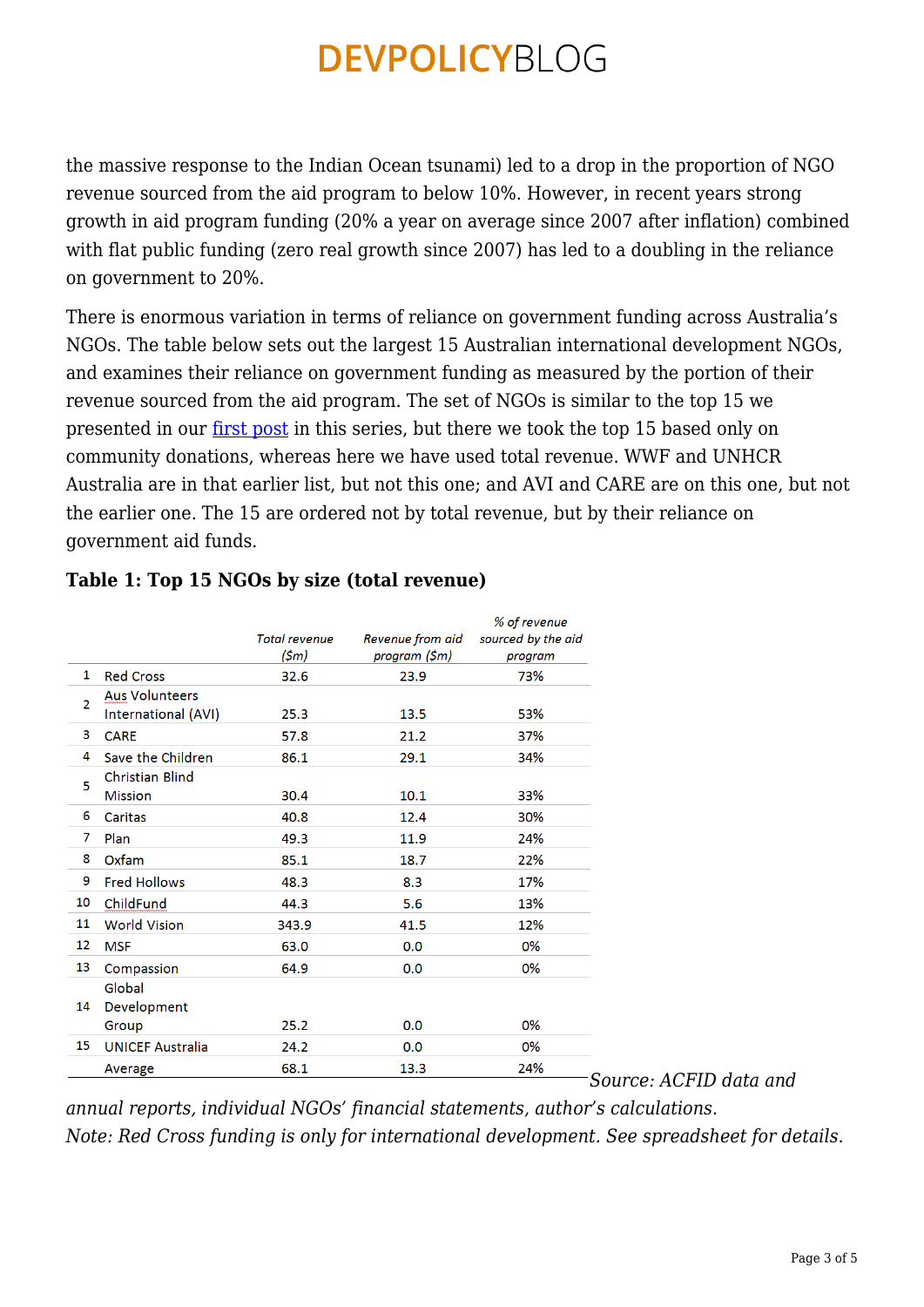the massive response to the Indian Ocean tsunami) led to a drop in the proportion of NGO revenue sourced from the aid program to below 10%. However, in recent years strong growth in aid program funding (20% a year on average since 2007 after inflation) combined with flat public funding (zero real growth since 2007) has led to a doubling in the reliance on government to 20%.

There is enormous variation in terms of reliance on government funding across Australia's NGOs. The table below sets out the largest 15 Australian international development NGOs, and examines their reliance on government funding as measured by the portion of their revenue sourced from the aid program. The set of NGOs is similar to the top 15 we presented in our [first post] in this series, but there we took the top 15 based only on community donations, whereas here we have used total revenue. WWF and UNHCR Australia are in that earlier list, but not this one; and AVI and CARE are on this one, but not the earlier one. The 15 are ordered not by total revenue, but by their reliance on government aid funds.

**Table 1: Top 15 NGOs by size (total revenue)**

| | | *Total revenue ($m)* | *Revenue from aid program ($m)* | *% of revenue sourced by the aid program* |
|---|---|---|---|---|
| 1 | Red Cross | 32.6 | 23.9 | 73% |
| 2 | Aus Volunteers International (AVI) | 25.3 | 13.5 | 53% |
| 3 | CARE | 57.8 | 21.2 | 37% |
| 4 | Save the Children | 86.1 | 29.1 | 34% |
| 5 | Christian Blind Mission | 30.4 | 10.1 | 33% |
| 6 | Caritas | 40.8 | 12.4 | 30% |
| 7 | Plan | 49.3 | 11.9 | 24% |
| 8 | Oxfam | 85.1 | 18.7 | 22% |
| 9 | Fred Hollows | 48.3 | 8.3 | 17% |
| 10 | ChildFund | 44.3 | 5.6 | 13% |
| 11 | World Vision | 343.9 | 41.5 | 12% |
| 12 | MSF | 63.0 | 0.0 | 0% |
| 13 | Compassion | 64.9 | 0.0 | 0% |
| 14 | Global Development Group | 25.2 | 0.0 | 0% |
| 15 | UNICEF Australia | 24.2 | 0.0 | 0% |
| | Average | 68.1 | 13.3 | 24% |

*Source: ACFID data and annual reports, individual NGOs' financial statements, author's calculations.*
*Note: Red Cross funding is only for international development. See spreadsheet for details.*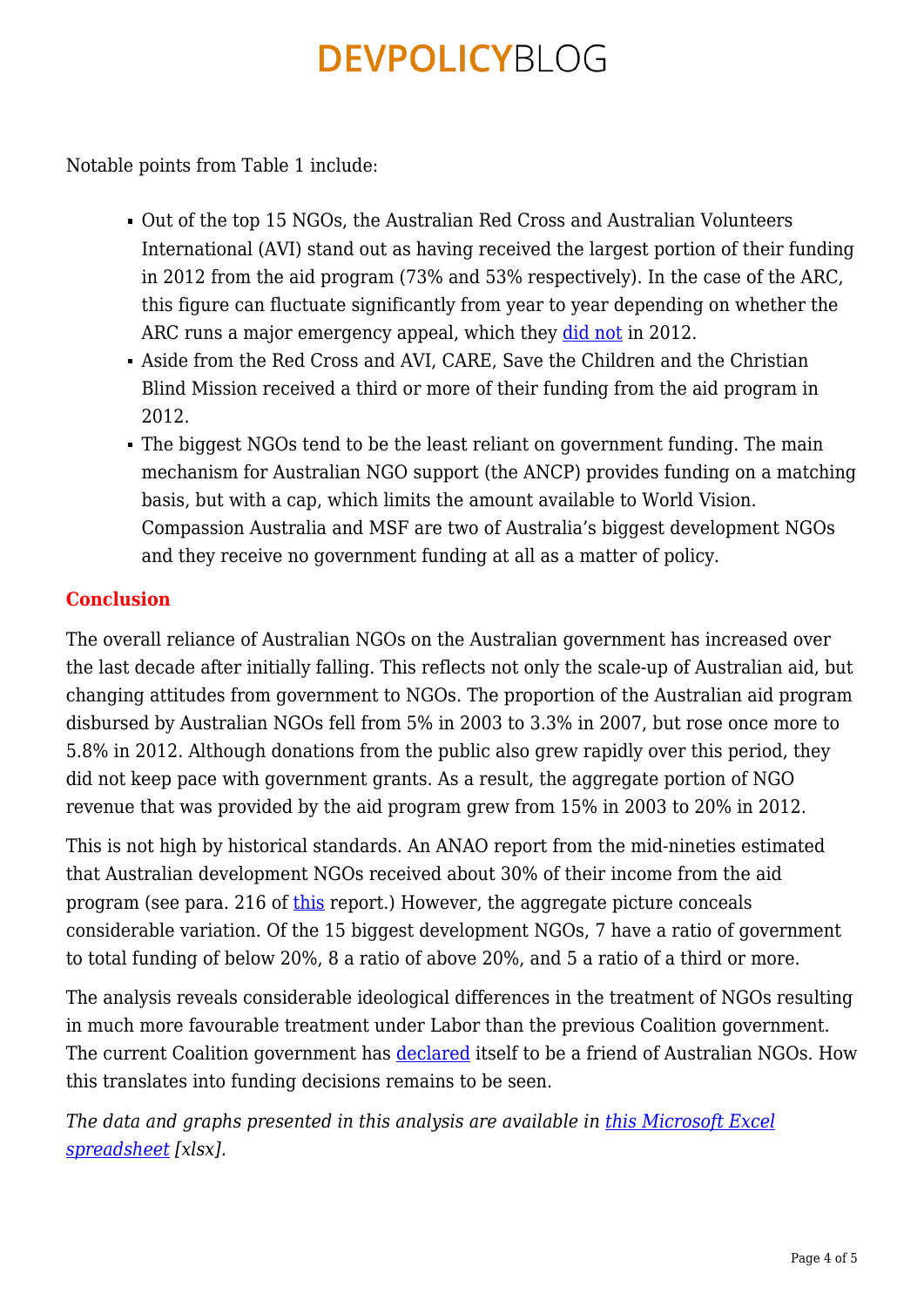Notable points from Table 1 include:

- Out of the top 15 NGOs, the Australian Red Cross and Australian Volunteers International (AVI) stand out as having received the largest portion of their funding in 2012 from the aid program (73% and 53% respectively). In the case of the ARC, this figure can fluctuate significantly from year to year depending on whether the ARC runs a major emergency appeal, which they did not in 2012.
- Aside from the Red Cross and AVI, CARE, Save the Children and the Christian Blind Mission received a third or more of their funding from the aid program in 2012.
- The biggest NGOs tend to be the least reliant on government funding. The main mechanism for Australian NGO support (the ANCP) provides funding on a matching basis, but with a cap, which limits the amount available to World Vision. Compassion Australia and MSF are two of Australia's biggest development NGOs and they receive no government funding at all as a matter of policy.

## Conclusion

The overall reliance of Australian NGOs on the Australian government has increased over the last decade after initially falling. This reflects not only the scale-up of Australian aid, but changing attitudes from government to NGOs. The proportion of the Australian aid program disbursed by Australian NGOs fell from 5% in 2003 to 3.3% in 2007, but rose once more to 5.8% in 2012. Although donations from the public also grew rapidly over this period, they did not keep pace with government grants. As a result, the aggregate portion of NGO revenue that was provided by the aid program grew from 15% in 2003 to 20% in 2012.

This is not high by historical standards. An ANAO report from the mid-nineties estimated that Australian development NGOs received about 30% of their income from the aid program (see para. 216 of this report.) However, the aggregate picture conceals considerable variation. Of the 15 biggest development NGOs, 7 have a ratio of government to total funding of below 20%, 8 a ratio of above 20%, and 5 a ratio of a third or more.

The analysis reveals considerable ideological differences in the treatment of NGOs resulting in much more favourable treatment under Labor than the previous Coalition government. The current Coalition government has declared itself to be a friend of Australian NGOs. How this translates into funding decisions remains to be seen.

*The data and graphs presented in this analysis are available in this Microsoft Excel spreadsheet [xlsx].*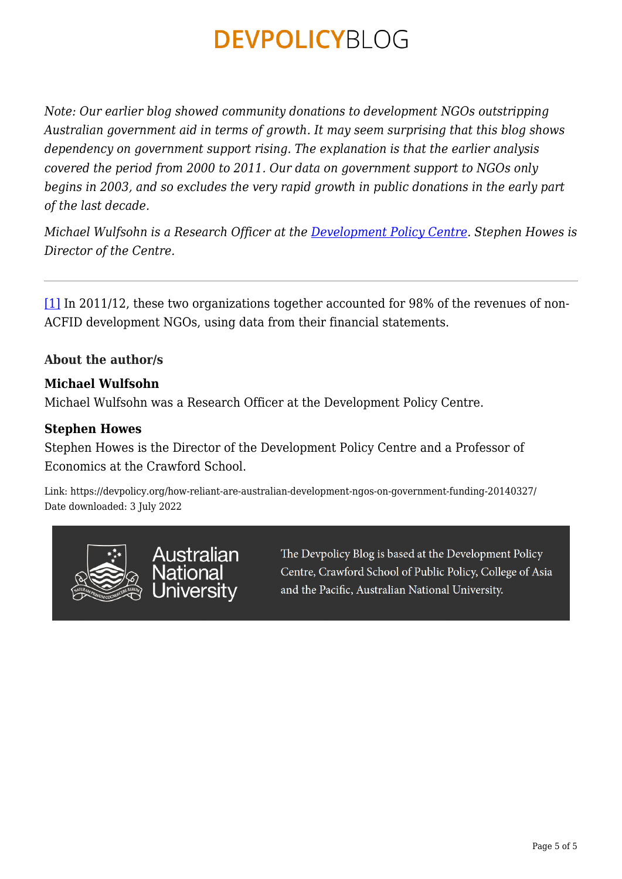*Note: Our earlier blog showed community donations to development NGOs outstripping Australian government aid in terms of growth. It may seem surprising that this blog shows dependency on government support rising. The explanation is that the earlier analysis covered the period from 2000 to 2011. Our data on government support to NGOs only begins in 2003, and so excludes the very rapid growth in public donations in the early part of the last decade.*

*Michael Wulfsohn is a Research Officer at the Development Policy Centre. Stephen Howes is Director of the Centre.*

---

[1] In 2011/12, these two organizations together accounted for 98% of the revenues of non-ACFID development NGOs, using data from their financial statements.

### About the author/s

**Michael Wulfsohn**
Michael Wulfsohn was a Research Officer at the Development Policy Centre.

**Stephen Howes**
Stephen Howes is the Director of the Development Policy Centre and a Professor of Economics at the Crawford School.

Link: https://devpolicy.org/how-reliant-are-australian-development-ngos-on-government-funding-20140327/
Date downloaded: 3 July 2022

Australian National University

The Devpolicy Blog is based at the Development Policy Centre, Crawford School of Public Policy, College of Asia and the Pacific, Australian National University.